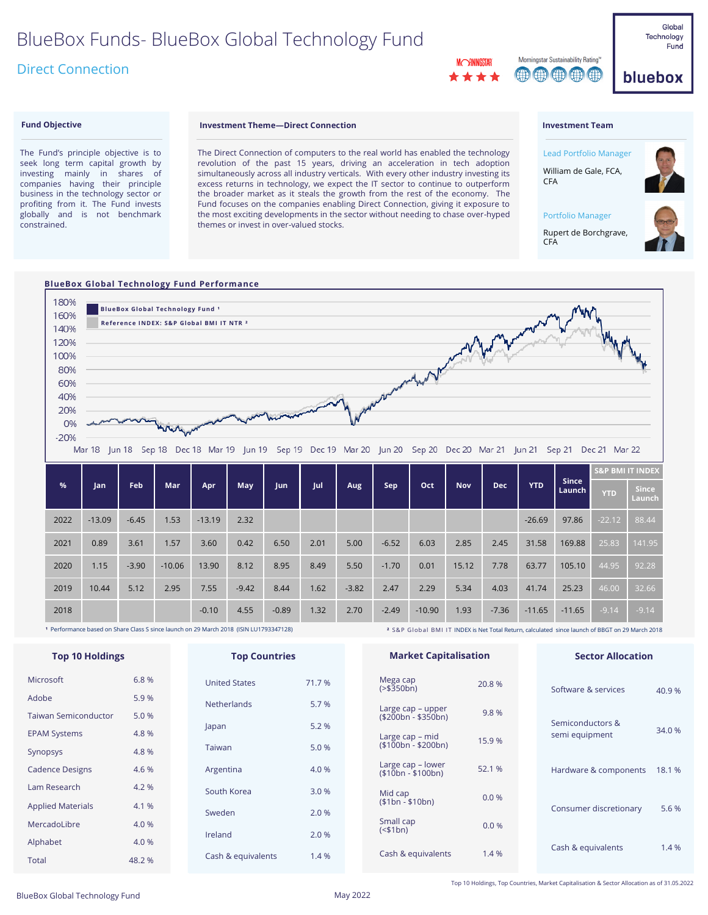# BlueBox Funds- BlueBox Global Technology Fund

## Direct Connection

Morningstar ★★★★ | Morningstar Sustainability Rating™

Global Technology Fund — bluebox

### Fund Objective

The Fund's principle objective is to seek long term capital growth by investing mainly in shares of companies having their principle business in the technology sector or profiting from it. The Fund invests globally and is not benchmark constrained.

### Investment Theme—Direct Connection

The Direct Connection of computers to the real world has enabled the technology revolution of the past 15 years, driving an acceleration in tech adoption simultaneously across all industry verticals. With every other industry investing its excess returns in technology, we expect the IT sector to continue to outperform the broader market as it steals the growth from the rest of the economy. The Fund focuses on the companies enabling Direct Connection, giving it exposure to the most exciting developments in the sector without needing to chase over-hyped themes or invest in over-valued stocks.

### Investment Team

Lead Portfolio Manager

William de Gale, FCA, CFA

Portfolio Manager

Rupert de Borchgrave, CFA

### BlueBox Global Technology Fund Performance

BlueBox Global Technology Fund [1]

Reference INDEX: S&P Global BMI IT NTR [2]

| % | Jan | Feb | Mar | Apr | May | Jun | Jul | Aug | Sep | Oct | Nov | Dec | YTD | Since Launch | S&P BMI IT INDEX | |
|---|---|---|---|---|---|---|---|---|---|---|---|---|---|---|---|---|
| | | | | | | | | | | | | | | | YTD | Since Launch |
| 2022 | -13.09 | -6.45 | 1.53 | -13.19 | 2.32 | | | | | | | | -26.69 | 97.86 | -22.12 | 88.44 |
| 2021 | 0.89 | 3.61 | 1.57 | 3.60 | 0.42 | 6.50 | 2.01 | 5.00 | -6.52 | 6.03 | 2.85 | 2.45 | 31.58 | 169.88 | 25.83 | 141.95 |
| 2020 | 1.15 | -3.90 | -10.06 | 13.90 | 8.12 | 8.95 | 8.49 | 5.50 | -1.70 | 0.01 | 15.12 | 7.78 | 63.77 | 105.10 | 44.95 | 92.28 |
| 2019 | 10.44 | 5.12 | 2.95 | 7.55 | -9.42 | 8.44 | 1.62 | -3.82 | 2.47 | 2.29 | 5.34 | 4.03 | 41.74 | 25.23 | 46.00 | 32.66 |
| 2018 | | | | -0.10 | 4.55 | -0.89 | 1.32 | 2.70 | -2.49 | -10.90 | 1.93 | -7.36 | -11.65 | -11.65 | -9.14 | -9.14 |

[1] Performance based on Share Class S since launch on 29 March 2018 (ISIN LU1793347128)

[2] S&P Global BMI IT INDEX is Net Total Return, calculated since launch of BBGT on 29 March 2018

### Top 10 Holdings

| Holding | % |
|---|---|
| Microsoft | 6.8 % |
| Adobe | 5.9 % |
| Taiwan Semiconductor | 5.0 % |
| EPAM Systems | 4.8 % |
| Synopsys | 4.8 % |
| Cadence Designs | 4.6 % |
| Lam Research | 4.2 % |
| Applied Materials | 4.1 % |
| MercadoLibre | 4.0 % |
| Alphabet | 4.0 % |
| Total | 48.2 % |

### Top Countries

| Country | % |
|---|---|
| United States | 71.7 % |
| Netherlands | 5.7 % |
| Japan | 5.2 % |
| Taiwan | 5.0 % |
| Argentina | 4.0 % |
| South Korea | 3.0 % |
| Sweden | 2.0 % |
| Ireland | 2.0 % |
| Cash & equivalents | 1.4 % |

### Market Capitalisation

| Market Cap | % |
|---|---|
| Mega cap (>$350bn) | 20.8 % |
| Large cap – upper ($200bn - $350bn) | 9.8 % |
| Large cap – mid ($100bn - $200bn) | 15.9 % |
| Large cap – lower ($10bn - $100bn) | 52.1 % |
| Mid cap ($1bn - $10bn) | 0.0 % |
| Small cap (<$1bn) | 0.0 % |
| Cash & equivalents | 1.4 % |

### Sector Allocation

| Sector | % |
|---|---|
| Software & services | 40.9 % |
| Semiconductors & semi equipment | 34.0 % |
| Hardware & components | 18.1 % |
| Consumer discretionary | 5.6 % |
| Cash & equivalents | 1.4 % |

Top 10 Holdings, Top Countries, Market Capitalisation & Sector Allocation as of 31.05.2022

BlueBox Global Technology Fund — May 2022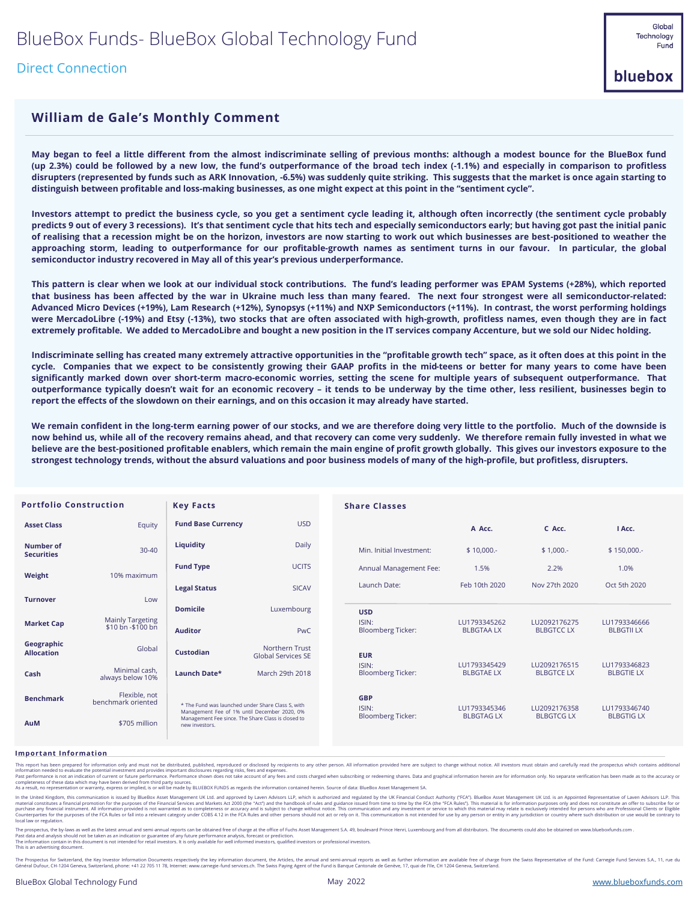# BlueBox Funds- BlueBox Global Technology Fund

Direct Connection

Global Technology Fund

bluebox

## William de Gale's Monthly Comment

**May began to feel a little different from the almost indiscriminate selling of previous months: although a modest bounce for the BlueBox fund (up 2.3%) could be followed by a new low, the fund's outperformance of the broad tech index (-1.1%) and especially in comparison to profitless disrupters (represented by funds such as ARK Innovation, -6.5%) was suddenly quite striking. This suggests that the market is once again starting to distinguish between profitable and loss-making businesses, as one might expect at this point in the "sentiment cycle".**

**Investors attempt to predict the business cycle, so you get a sentiment cycle leading it, although often incorrectly (the sentiment cycle probably predicts 9 out of every 3 recessions). It's that sentiment cycle that hits tech and especially semiconductors early; but having got past the initial panic of realising that a recession might be on the horizon, investors are now starting to work out which businesses are best-positioned to weather the approaching storm, leading to outperformance for our profitable-growth names as sentiment turns in our favour. In particular, the global semiconductor industry recovered in May all of this year's previous underperformance.**

**This pattern is clear when we look at our individual stock contributions. The fund's leading performer was EPAM Systems (+28%), which reported that business has been affected by the war in Ukraine much less than many feared. The next four strongest were all semiconductor-related: Advanced Micro Devices (+19%), Lam Research (+12%), Synopsys (+11%) and NXP Semiconductors (+11%). In contrast, the worst performing holdings were MercadoLibre (-19%) and Etsy (-13%), two stocks that are often associated with high-growth, profitless names, even though they are in fact extremely profitable. We added to MercadoLibre and bought a new position in the IT services company Accenture, but we sold our Nidec holding.**

**Indiscriminate selling has created many extremely attractive opportunities in the "profitable growth tech" space, as it often does at this point in the cycle. Companies that we expect to be consistently growing their GAAP profits in the mid-teens or better for many years to come have been significantly marked down over short-term macro-economic worries, setting the scene for multiple years of subsequent outperformance. That outperformance typically doesn't wait for an economic recovery – it tends to be underway by the time other, less resilient, businesses begin to report the effects of the slowdown on their earnings, and on this occasion it may already have started.**

**We remain confident in the long-term earning power of our stocks, and we are therefore doing very little to the portfolio. Much of the downside is now behind us, while all of the recovery remains ahead, and that recovery can come very suddenly. We therefore remain fully invested in what we believe are the best-positioned profitable enablers, which remain the main engine of profit growth globally. This gives our investors exposure to the strongest technology trends, without the absurd valuations and poor business models of many of the high-profile, but profitless, disrupters.**

### Portfolio Construction

| | |
|---|---|
| **Asset Class** | Equity |
| **Number of Securities** | 30-40 |
| **Weight** | 10% maximum |
| **Turnover** | Low |
| **Market Cap** | Mainly Targeting $10 bn -$100 bn |
| **Geographic Allocation** | Global |
| **Cash** | Minimal cash, always below 10% |
| **Benchmark** | Flexible, not benchmark oriented |
| **AuM** | $705 million |

### Key Facts

| | |
|---|---|
| **Fund Base Currency** | USD |
| **Liquidity** | Daily |
| **Fund Type** | UCITS |
| **Legal Status** | SICAV |
| **Domicile** | Luxembourg |
| **Auditor** | PwC |
| **Custodian** | Northern Trust Global Services SE |
| **Launch Date*** | March 29th 2018 |

* The Fund was launched under Share Class S, with Management Fee of 1% until December 2020, 0% Management Fee since. The Share Class is closed to new investors.

### Share Classes

| | A Acc. | C Acc. | I Acc. |
|---|---|---|---|
| Min. Initial Investment: | $ 10,000.- | $ 1,000.- | $ 150,000.- |
| Annual Management Fee: | 1.5% | 2.2% | 1.0% |
| Launch Date: | Feb 10th 2020 | Nov 27th 2020 | Oct 5th 2020 |
| **USD** | | | |
| ISIN: | LU1793345262 | LU2092176275 | LU1793346666 |
| Bloomberg Ticker: | BLBGTAA LX | BLBGTCC LX | BLBGTII LX |
| **EUR** | | | |
| ISIN: | LU1793345429 | LU2092176515 | LU1793346823 |
| Bloomberg Ticker: | BLBGTAE LX | BLBGTCE LX | BLBGTIE LX |
| **GBP** | | | |
| ISIN: | LU1793345346 | LU2092176358 | LU1793346740 |
| Bloomberg Ticker: | BLBGTAG LX | BLBGTCG LX | BLBGTIG LX |

### Important Information

This report has been prepared for information only and must not be distributed, published, reproduced or disclosed by recipients to any other person. All information provided here are subject to change without notice. All investors must obtain and carefully read the prospectus which contains additional information needed to evaluate the potential investment and provides important disclosures regarding risks, fees and expenses.
Past performance is not an indication of current or future performance. Performance shown does not take account of any fees and costs charged when subscribing or redeeming shares. Data and graphical information herein are for information only. No separate verification has been made as to the accuracy or completeness of these data which may have been derived from third party sources.
As a result, no representation or warranty, express or implied, is or will be made by BLUEBOX FUNDS as regards the information contained herein. Source of data: BlueBox Asset Management SA.

In the United Kingdom, this communication is issued by BlueBox Asset Management UK Ltd. and approved by Laven Advisors LLP, which is authorized and regulated by the UK Financial Conduct Authority ("FCA"). BlueBox Asset Management UK Ltd. is an Appointed Representative of Laven Advisors LLP. This material constitutes a financial promotion for the purposes of the Financial Services and Markets Act 2000 (the "Act") and the handbook of rules and guidance issued from time to time by the FCA (the "FCA Rules"). This material is for information purposes only and does not constitute an offer to subscribe for or purchase any financial instrument. All information provided is not warranted as to completeness or accuracy and is subject to change without notice. This communication and any investment or service to which this material may relate is exclusively intended for persons who are Professional Clients or Eligible Counterparties for the purposes of the FCA Rules or fall into a relevant category under COBS 4.12 in the FCA Rules and other persons should not act or rely on it. This communication is not intended for use by any person or entity in any jurisdiction or country where such distribution or use would be contrary to local law or regulation.

The prospectus, the by-laws as well as the latest annual and semi-annual reports can be obtained free of charge at the office of Fuchs Asset Management S.A. 49, boulevard Prince Henri, Luxembourg and from all distributors. The documents could also be obtained on www.blueboxfunds.com .
Past data and analysis should not be taken as an indication or guarantee of any future performance analysis, forecast or prediction.
The information contain in this document is not intended for retail investors. It is only available for well informed investors, qualified investors or professional investors.
This is an advertising document.

The Prospectus for Switzerland, the Key Investor Information Documents respectively the key information document, the Articles, the annual and semi-annual reports as well as further information are available free of charge from the Swiss Representative of the Fund: Carnegie Fund Services S.A., 11, rue du Général Dufour, CH-1204 Geneva, Switzerland, phone: +41 22 705 11 78, Internet: www.carnegie-fund services.ch. The Swiss Paying Agent of the Fund is Banque Cantonale de Genève, 17, quai de l'Ile, CH 1204 Geneva, Switzerland.

BlueBox Global Technology Fund May 2022 www.blueboxfunds.com